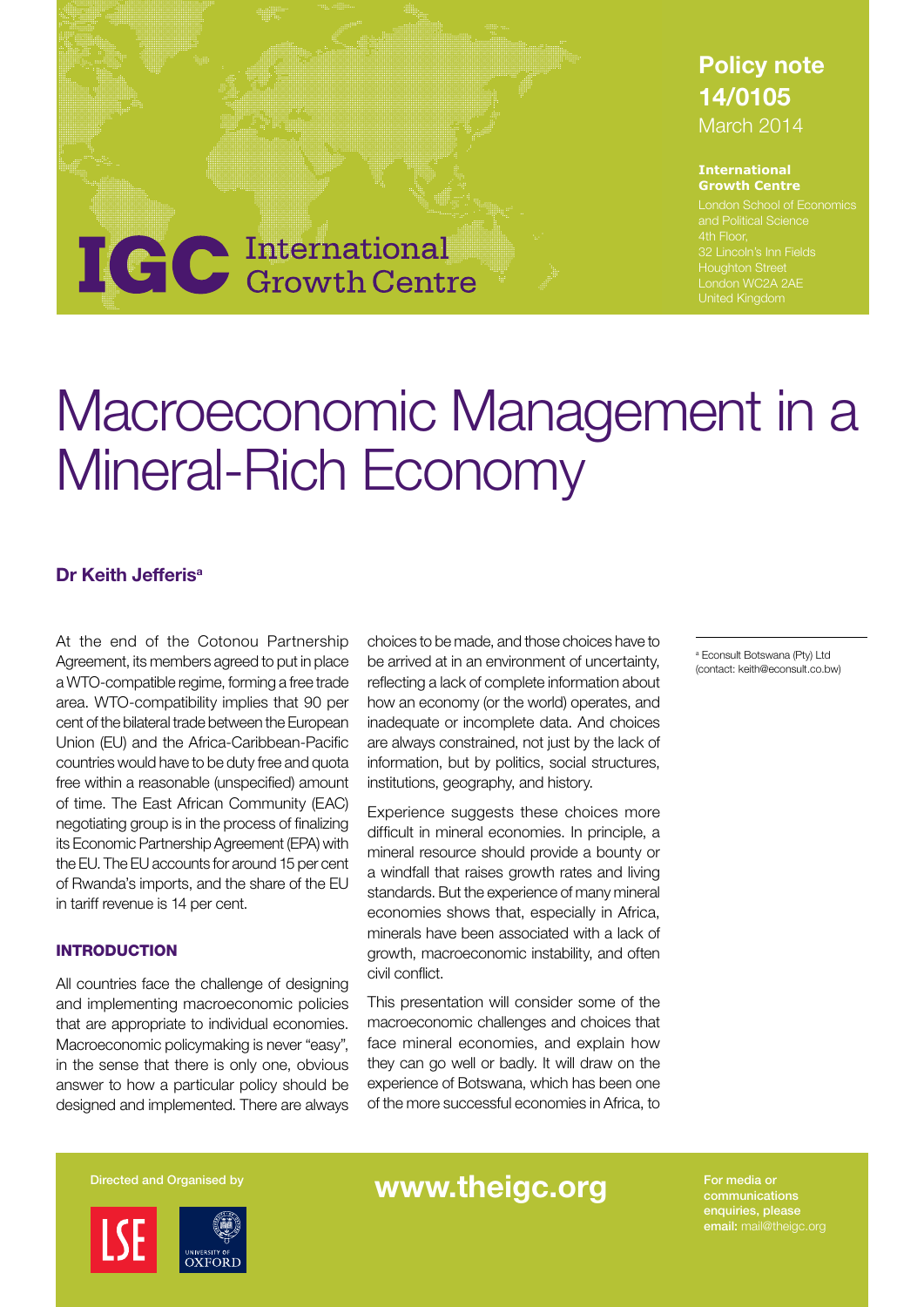Policy note 14/0105
March 2014

**International Growth Centre**
London School of Economics and Political Science
4th Floor,
32 Lincoln's Inn Fields
Houghton Street
London WC2A 2AE
United Kingdom

# Macroeconomic Management in a Mineral-Rich Economy

**Dr Keith Jefferis**[a]

[a] Econsult Botswana (Pty) Ltd (contact: keith@econsult.co.bw)

At the end of the Cotonou Partnership Agreement, its members agreed to put in place a WTO-compatible regime, forming a free trade area. WTO-compatibility implies that 90 per cent of the bilateral trade between the European Union (EU) and the Africa-Caribbean-Pacific countries would have to be duty free and quota free within a reasonable (unspecified) amount of time. The East African Community (EAC) negotiating group is in the process of finalizing its Economic Partnership Agreement (EPA) with the EU. The EU accounts for around 15 per cent of Rwanda's imports, and the share of the EU in tariff revenue is 14 per cent.

## INTRODUCTION

All countries face the challenge of designing and implementing macroeconomic policies that are appropriate to individual economies. Macroeconomic policymaking is never "easy", in the sense that there is only one, obvious answer to how a particular policy should be designed and implemented. There are always choices to be made, and those choices have to be arrived at in an environment of uncertainty, reflecting a lack of complete information about how an economy (or the world) operates, and inadequate or incomplete data. And choices are always constrained, not just by the lack of information, but by politics, social structures, institutions, geography, and history.

Experience suggests these choices more difficult in mineral economies. In principle, a mineral resource should provide a bounty or a windfall that raises growth rates and living standards. But the experience of many mineral economies shows that, especially in Africa, minerals have been associated with a lack of growth, macroeconomic instability, and often civil conflict.

This presentation will consider some of the macroeconomic challenges and choices that face mineral economies, and explain how they can go well or badly. It will draw on the experience of Botswana, which has been one of the more successful economies in Africa, to

Directed and Organised by

www.theigc.org

For media or communications enquiries, please email: mail@theigc.org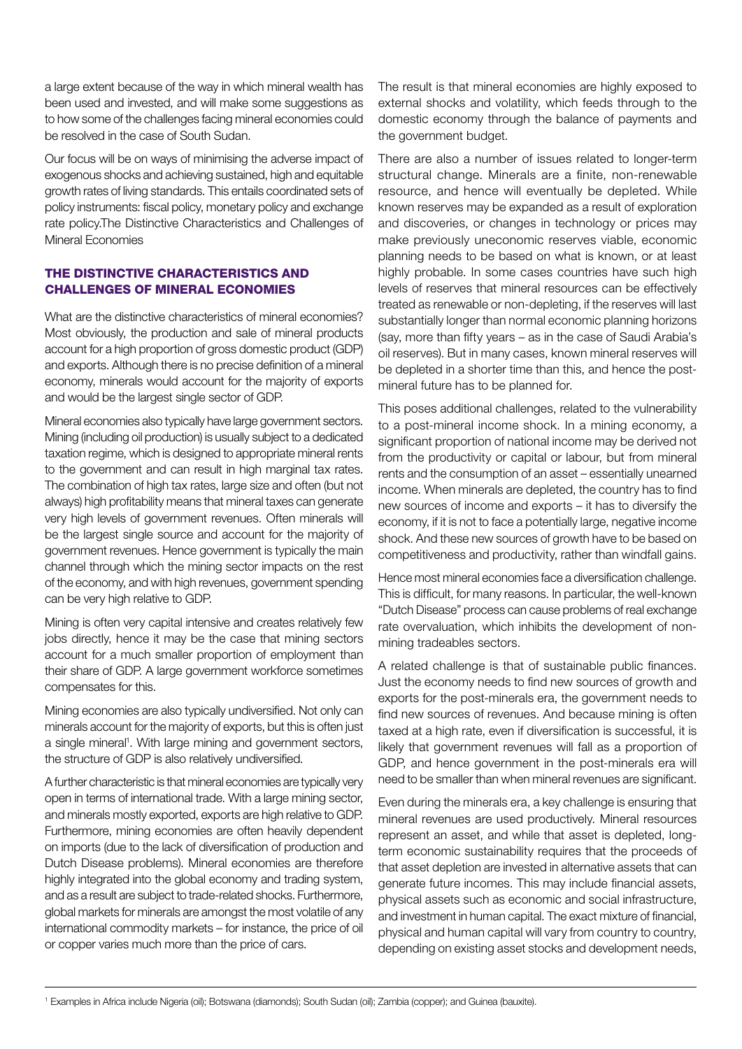a large extent because of the way in which mineral wealth has been used and invested, and will make some suggestions as to how some of the challenges facing mineral economies could be resolved in the case of South Sudan.

Our focus will be on ways of minimising the adverse impact of exogenous shocks and achieving sustained, high and equitable growth rates of living standards. This entails coordinated sets of policy instruments: fiscal policy, monetary policy and exchange rate policy.The Distinctive Characteristics and Challenges of Mineral Economies

## THE DISTINCTIVE CHARACTERISTICS AND CHALLENGES OF MINERAL ECONOMIES

What are the distinctive characteristics of mineral economies? Most obviously, the production and sale of mineral products account for a high proportion of gross domestic product (GDP) and exports. Although there is no precise definition of a mineral economy, minerals would account for the majority of exports and would be the largest single sector of GDP.

Mineral economies also typically have large government sectors. Mining (including oil production) is usually subject to a dedicated taxation regime, which is designed to appropriate mineral rents to the government and can result in high marginal tax rates. The combination of high tax rates, large size and often (but not always) high profitability means that mineral taxes can generate very high levels of government revenues. Often minerals will be the largest single source and account for the majority of government revenues. Hence government is typically the main channel through which the mining sector impacts on the rest of the economy, and with high revenues, government spending can be very high relative to GDP.

Mining is often very capital intensive and creates relatively few jobs directly, hence it may be the case that mining sectors account for a much smaller proportion of employment than their share of GDP. A large government workforce sometimes compensates for this.

Mining economies are also typically undiversified. Not only can minerals account for the majority of exports, but this is often just a single mineral[1]. With large mining and government sectors, the structure of GDP is also relatively undiversified.

A further characteristic is that mineral economies are typically very open in terms of international trade. With a large mining sector, and minerals mostly exported, exports are high relative to GDP. Furthermore, mining economies are often heavily dependent on imports (due to the lack of diversification of production and Dutch Disease problems). Mineral economies are therefore highly integrated into the global economy and trading system, and as a result are subject to trade-related shocks. Furthermore, global markets for minerals are amongst the most volatile of any international commodity markets – for instance, the price of oil or copper varies much more than the price of cars.

The result is that mineral economies are highly exposed to external shocks and volatility, which feeds through to the domestic economy through the balance of payments and the government budget.

There are also a number of issues related to longer-term structural change. Minerals are a finite, non-renewable resource, and hence will eventually be depleted. While known reserves may be expanded as a result of exploration and discoveries, or changes in technology or prices may make previously uneconomic reserves viable, economic planning needs to be based on what is known, or at least highly probable. In some cases countries have such high levels of reserves that mineral resources can be effectively treated as renewable or non-depleting, if the reserves will last substantially longer than normal economic planning horizons (say, more than fifty years – as in the case of Saudi Arabia's oil reserves). But in many cases, known mineral reserves will be depleted in a shorter time than this, and hence the post-mineral future has to be planned for.

This poses additional challenges, related to the vulnerability to a post-mineral income shock. In a mining economy, a significant proportion of national income may be derived not from the productivity or capital or labour, but from mineral rents and the consumption of an asset – essentially unearned income. When minerals are depleted, the country has to find new sources of income and exports – it has to diversify the economy, if it is not to face a potentially large, negative income shock. And these new sources of growth have to be based on competitiveness and productivity, rather than windfall gains.

Hence most mineral economies face a diversification challenge. This is difficult, for many reasons. In particular, the well-known "Dutch Disease" process can cause problems of real exchange rate overvaluation, which inhibits the development of non-mining tradeables sectors.

A related challenge is that of sustainable public finances. Just the economy needs to find new sources of growth and exports for the post-minerals era, the government needs to find new sources of revenues. And because mining is often taxed at a high rate, even if diversification is successful, it is likely that government revenues will fall as a proportion of GDP, and hence government in the post-minerals era will need to be smaller than when mineral revenues are significant.

Even during the minerals era, a key challenge is ensuring that mineral revenues are used productively. Mineral resources represent an asset, and while that asset is depleted, long-term economic sustainability requires that the proceeds of that asset depletion are invested in alternative assets that can generate future incomes. This may include financial assets, physical assets such as economic and social infrastructure, and investment in human capital. The exact mixture of financial, physical and human capital will vary from country to country, depending on existing asset stocks and development needs,

---

[1] Examples in Africa include Nigeria (oil); Botswana (diamonds); South Sudan (oil); Zambia (copper); and Guinea (bauxite).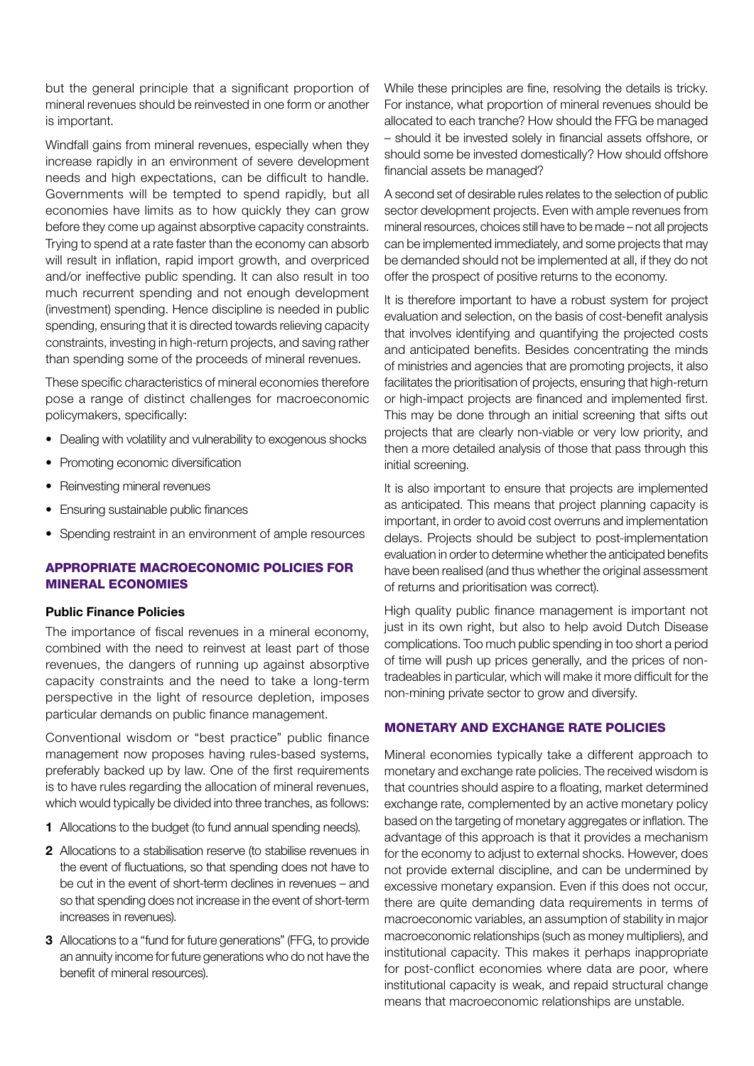but the general principle that a significant proportion of mineral revenues should be reinvested in one form or another is important.

Windfall gains from mineral revenues, especially when they increase rapidly in an environment of severe development needs and high expectations, can be difficult to handle. Governments will be tempted to spend rapidly, but all economies have limits as to how quickly they can grow before they come up against absorptive capacity constraints. Trying to spend at a rate faster than the economy can absorb will result in inflation, rapid import growth, and overpriced and/or ineffective public spending. It can also result in too much recurrent spending and not enough development (investment) spending. Hence discipline is needed in public spending, ensuring that it is directed towards relieving capacity constraints, investing in high-return projects, and saving rather than spending some of the proceeds of mineral revenues.

These specific characteristics of mineral economies therefore pose a range of distinct challenges for macroeconomic policymakers, specifically:

- Dealing with volatility and vulnerability to exogenous shocks
- Promoting economic diversification
- Reinvesting mineral revenues
- Ensuring sustainable public finances
- Spending restraint in an environment of ample resources

## APPROPRIATE MACROECONOMIC POLICIES FOR MINERAL ECONOMIES

### Public Finance Policies

The importance of fiscal revenues in a mineral economy, combined with the need to reinvest at least part of those revenues, the dangers of running up against absorptive capacity constraints and the need to take a long-term perspective in the light of resource depletion, imposes particular demands on public finance management.

Conventional wisdom or "best practice" public finance management now proposes having rules-based systems, preferably backed up by law. One of the first requirements is to have rules regarding the allocation of mineral revenues, which would typically be divided into three tranches, as follows:

1. Allocations to the budget (to fund annual spending needs).
2. Allocations to a stabilisation reserve (to stabilise revenues in the event of fluctuations, so that spending does not have to be cut in the event of short-term declines in revenues – and so that spending does not increase in the event of short-term increases in revenues).
3. Allocations to a "fund for future generations" (FFG, to provide an annuity income for future generations who do not have the benefit of mineral resources).

While these principles are fine, resolving the details is tricky. For instance, what proportion of mineral revenues should be allocated to each tranche? How should the FFG be managed – should it be invested solely in financial assets offshore, or should some be invested domestically? How should offshore financial assets be managed?

A second set of desirable rules relates to the selection of public sector development projects. Even with ample revenues from mineral resources, choices still have to be made – not all projects can be implemented immediately, and some projects that may be demanded should not be implemented at all, if they do not offer the prospect of positive returns to the economy.

It is therefore important to have a robust system for project evaluation and selection, on the basis of cost-benefit analysis that involves identifying and quantifying the projected costs and anticipated benefits. Besides concentrating the minds of ministries and agencies that are promoting projects, it also facilitates the prioritisation of projects, ensuring that high-return or high-impact projects are financed and implemented first. This may be done through an initial screening that sifts out projects that are clearly non-viable or very low priority, and then a more detailed analysis of those that pass through this initial screening.

It is also important to ensure that projects are implemented as anticipated. This means that project planning capacity is important, in order to avoid cost overruns and implementation delays. Projects should be subject to post-implementation evaluation in order to determine whether the anticipated benefits have been realised (and thus whether the original assessment of returns and prioritisation was correct).

High quality public finance management is important not just in its own right, but also to help avoid Dutch Disease complications. Too much public spending in too short a period of time will push up prices generally, and the prices of non-tradeables in particular, which will make it more difficult for the non-mining private sector to grow and diversify.

## MONETARY AND EXCHANGE RATE POLICIES

Mineral economies typically take a different approach to monetary and exchange rate policies. The received wisdom is that countries should aspire to a floating, market determined exchange rate, complemented by an active monetary policy based on the targeting of monetary aggregates or inflation. The advantage of this approach is that it provides a mechanism for the economy to adjust to external shocks. However, does not provide external discipline, and can be undermined by excessive monetary expansion. Even if this does not occur, there are quite demanding data requirements in terms of macroeconomic variables, an assumption of stability in major macroeconomic relationships (such as money multipliers), and institutional capacity. This makes it perhaps inappropriate for post-conflict economies where data are poor, where institutional capacity is weak, and repaid structural change means that macroeconomic relationships are unstable.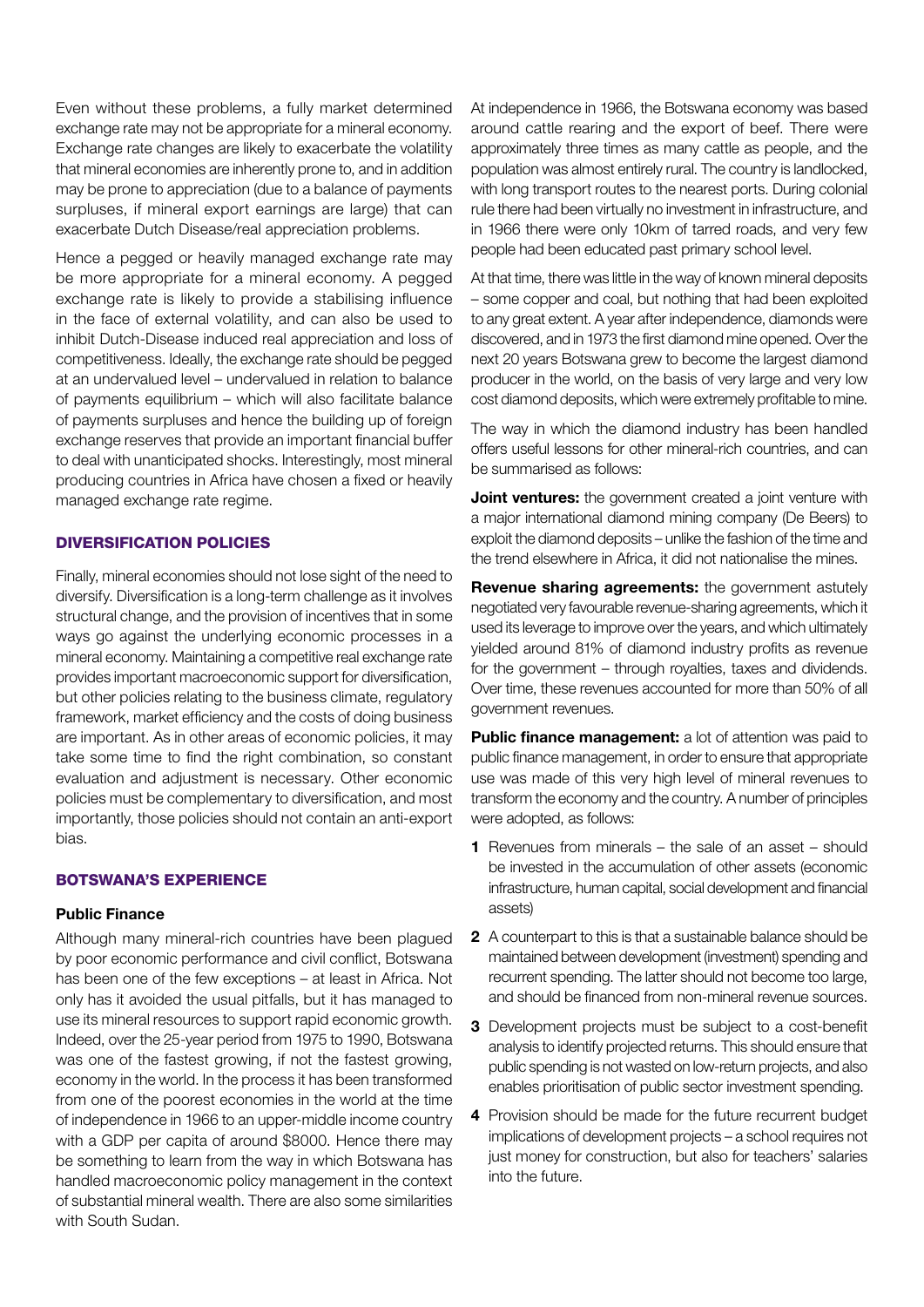Even without these problems, a fully market determined exchange rate may not be appropriate for a mineral economy. Exchange rate changes are likely to exacerbate the volatility that mineral economies are inherently prone to, and in addition may be prone to appreciation (due to a balance of payments surpluses, if mineral export earnings are large) that can exacerbate Dutch Disease/real appreciation problems.

Hence a pegged or heavily managed exchange rate may be more appropriate for a mineral economy. A pegged exchange rate is likely to provide a stabilising influence in the face of external volatility, and can also be used to inhibit Dutch-Disease induced real appreciation and loss of competitiveness. Ideally, the exchange rate should be pegged at an undervalued level – undervalued in relation to balance of payments equilibrium – which will also facilitate balance of payments surpluses and hence the building up of foreign exchange reserves that provide an important financial buffer to deal with unanticipated shocks. Interestingly, most mineral producing countries in Africa have chosen a fixed or heavily managed exchange rate regime.

## DIVERSIFICATION POLICIES

Finally, mineral economies should not lose sight of the need to diversify. Diversification is a long-term challenge as it involves structural change, and the provision of incentives that in some ways go against the underlying economic processes in a mineral economy. Maintaining a competitive real exchange rate provides important macroeconomic support for diversification, but other policies relating to the business climate, regulatory framework, market efficiency and the costs of doing business are important. As in other areas of economic policies, it may take some time to find the right combination, so constant evaluation and adjustment is necessary. Other economic policies must be complementary to diversification, and most importantly, those policies should not contain an anti-export bias.

## BOTSWANA'S EXPERIENCE

### Public Finance

Although many mineral-rich countries have been plagued by poor economic performance and civil conflict, Botswana has been one of the few exceptions – at least in Africa. Not only has it avoided the usual pitfalls, but it has managed to use its mineral resources to support rapid economic growth. Indeed, over the 25-year period from 1975 to 1990, Botswana was one of the fastest growing, if not the fastest growing, economy in the world. In the process it has been transformed from one of the poorest economies in the world at the time of independence in 1966 to an upper-middle income country with a GDP per capita of around $8000. Hence there may be something to learn from the way in which Botswana has handled macroeconomic policy management in the context of substantial mineral wealth. There are also some similarities with South Sudan.

At independence in 1966, the Botswana economy was based around cattle rearing and the export of beef. There were approximately three times as many cattle as people, and the population was almost entirely rural. The country is landlocked, with long transport routes to the nearest ports. During colonial rule there had been virtually no investment in infrastructure, and in 1966 there were only 10km of tarred roads, and very few people had been educated past primary school level.

At that time, there was little in the way of known mineral deposits – some copper and coal, but nothing that had been exploited to any great extent. A year after independence, diamonds were discovered, and in 1973 the first diamond mine opened. Over the next 20 years Botswana grew to become the largest diamond producer in the world, on the basis of very large and very low cost diamond deposits, which were extremely profitable to mine.

The way in which the diamond industry has been handled offers useful lessons for other mineral-rich countries, and can be summarised as follows:

**Joint ventures:** the government created a joint venture with a major international diamond mining company (De Beers) to exploit the diamond deposits – unlike the fashion of the time and the trend elsewhere in Africa, it did not nationalise the mines.

**Revenue sharing agreements:** the government astutely negotiated very favourable revenue-sharing agreements, which it used its leverage to improve over the years, and which ultimately yielded around 81% of diamond industry profits as revenue for the government – through royalties, taxes and dividends. Over time, these revenues accounted for more than 50% of all government revenues.

**Public finance management:** a lot of attention was paid to public finance management, in order to ensure that appropriate use was made of this very high level of mineral revenues to transform the economy and the country. A number of principles were adopted, as follows:

1. Revenues from minerals – the sale of an asset – should be invested in the accumulation of other assets (economic infrastructure, human capital, social development and financial assets)
2. A counterpart to this is that a sustainable balance should be maintained between development (investment) spending and recurrent spending. The latter should not become too large, and should be financed from non-mineral revenue sources.
3. Development projects must be subject to a cost-benefit analysis to identify projected returns. This should ensure that public spending is not wasted on low-return projects, and also enables prioritisation of public sector investment spending.
4. Provision should be made for the future recurrent budget implications of development projects – a school requires not just money for construction, but also for teachers' salaries into the future.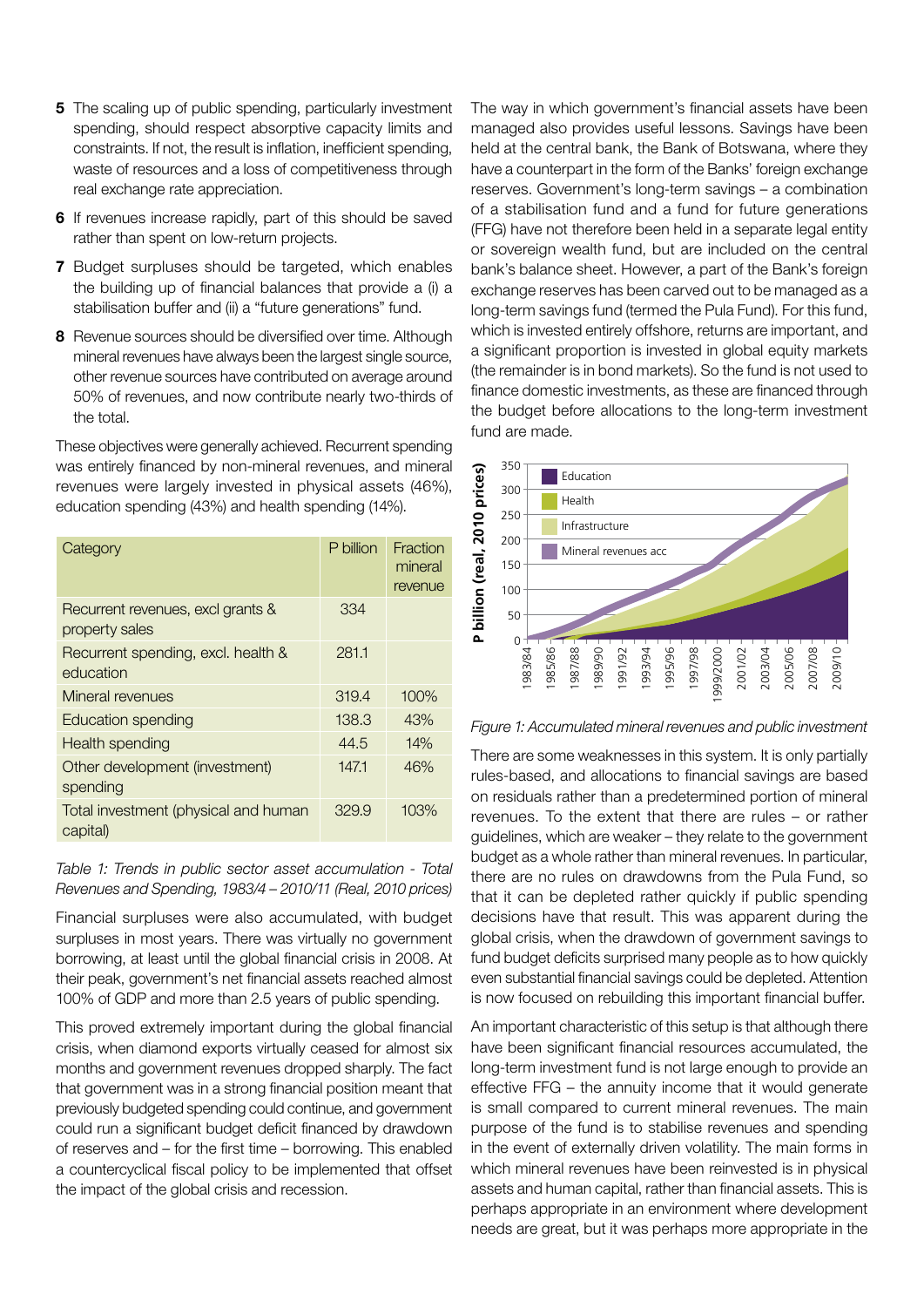5 The scaling up of public spending, particularly investment spending, should respect absorptive capacity limits and constraints. If not, the result is inflation, inefficient spending, waste of resources and a loss of competitiveness through real exchange rate appreciation.

6 If revenues increase rapidly, part of this should be saved rather than spent on low-return projects.

7 Budget surpluses should be targeted, which enables the building up of financial balances that provide a (i) a stabilisation buffer and (ii) a "future generations" fund.

8 Revenue sources should be diversified over time. Although mineral revenues have always been the largest single source, other revenue sources have contributed on average around 50% of revenues, and now contribute nearly two-thirds of the total.

These objectives were generally achieved. Recurrent spending was entirely financed by non-mineral revenues, and mineral revenues were largely invested in physical assets (46%), education spending (43%) and health spending (14%).

| Category | P billion | Fraction mineral revenue |
|---|---|---|
| Recurrent revenues, excl grants & property sales | 334 | |
| Recurrent spending, excl. health & education | 281.1 | |
| Mineral revenues | 319.4 | 100% |
| Education spending | 138.3 | 43% |
| Health spending | 44.5 | 14% |
| Other development (investment) spending | 147.1 | 46% |
| Total investment (physical and human capital) | 329.9 | 103% |

*Table 1: Trends in public sector asset accumulation - Total Revenues and Spending, 1983/4 – 2010/11 (Real, 2010 prices)*

Financial surpluses were also accumulated, with budget surpluses in most years. There was virtually no government borrowing, at least until the global financial crisis in 2008. At their peak, government's net financial assets reached almost 100% of GDP and more than 2.5 years of public spending.

This proved extremely important during the global financial crisis, when diamond exports virtually ceased for almost six months and government revenues dropped sharply. The fact that government was in a strong financial position meant that previously budgeted spending could continue, and government could run a significant budget deficit financed by drawdown of reserves and – for the first time – borrowing. This enabled a countercyclical fiscal policy to be implemented that offset the impact of the global crisis and recession.

The way in which government's financial assets have been managed also provides useful lessons. Savings have been held at the central bank, the Bank of Botswana, where they have a counterpart in the form of the Banks' foreign exchange reserves. Government's long-term savings – a combination of a stabilisation fund and a fund for future generations (FFG) have not therefore been held in a separate legal entity or sovereign wealth fund, but are included on the central bank's balance sheet. However, a part of the Bank's foreign exchange reserves has been carved out to be managed as a long-term savings fund (termed the Pula Fund). For this fund, which is invested entirely offshore, returns are important, and a significant proportion is invested in global equity markets (the remainder is in bond markets). So the fund is not used to finance domestic investments, as these are financed through the budget before allocations to the long-term investment fund are made.

*Figure 1: Accumulated mineral revenues and public investment*

There are some weaknesses in this system. It is only partially rules-based, and allocations to financial savings are based on residuals rather than a predetermined portion of mineral revenues. To the extent that there are rules – or rather guidelines, which are weaker – they relate to the government budget as a whole rather than mineral revenues. In particular, there are no rules on drawdowns from the Pula Fund, so that it can be depleted rather quickly if public spending decisions have that result. This was apparent during the global crisis, when the drawdown of government savings to fund budget deficits surprised many people as to how quickly even substantial financial savings could be depleted. Attention is now focused on rebuilding this important financial buffer.

An important characteristic of this setup is that although there have been significant financial resources accumulated, the long-term investment fund is not large enough to provide an effective FFG – the annuity income that it would generate is small compared to current mineral revenues. The main purpose of the fund is to stabilise revenues and spending in the event of externally driven volatility. The main forms in which mineral revenues have been reinvested is in physical assets and human capital, rather than financial assets. This is perhaps appropriate in an environment where development needs are great, but it was perhaps more appropriate in the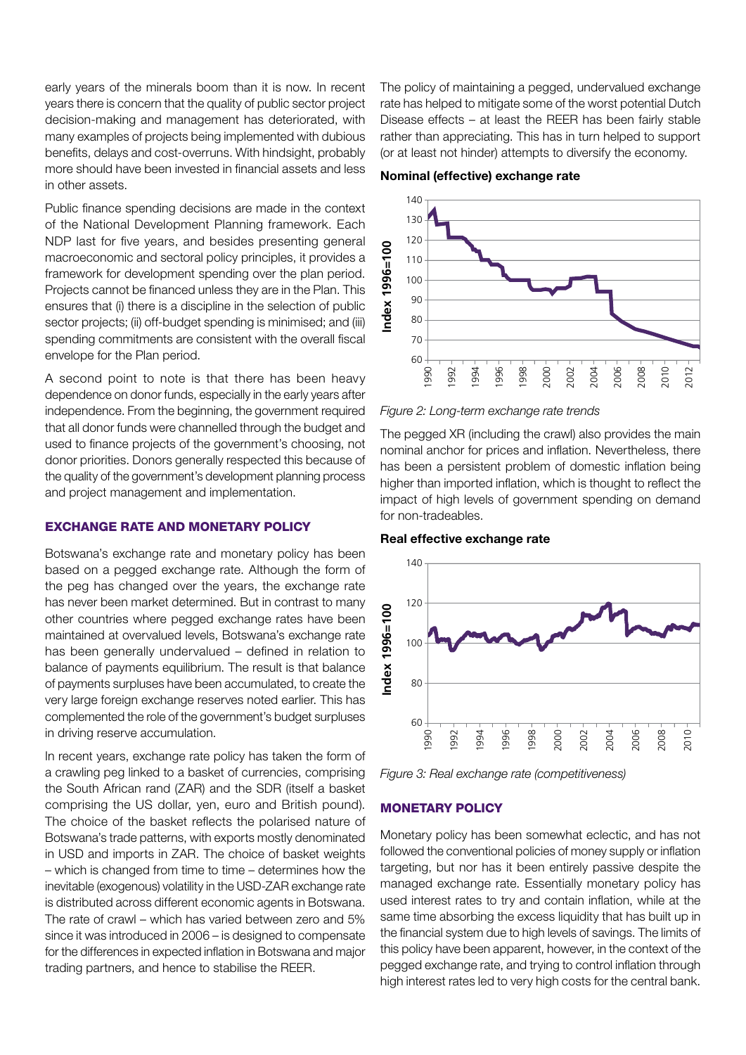early years of the minerals boom than it is now. In recent years there is concern that the quality of public sector project decision-making and management has deteriorated, with many examples of projects being implemented with dubious benefits, delays and cost-overruns. With hindsight, probably more should have been invested in financial assets and less in other assets.

Public finance spending decisions are made in the context of the National Development Planning framework. Each NDP last for five years, and besides presenting general macroeconomic and sectoral policy principles, it provides a framework for development spending over the plan period. Projects cannot be financed unless they are in the Plan. This ensures that (i) there is a discipline in the selection of public sector projects; (ii) off-budget spending is minimised; and (iii) spending commitments are consistent with the overall fiscal envelope for the Plan period.

A second point to note is that there has been heavy dependence on donor funds, especially in the early years after independence. From the beginning, the government required that all donor funds were channelled through the budget and used to finance projects of the government's choosing, not donor priorities. Donors generally respected this because of the quality of the government's development planning process and project management and implementation.

## EXCHANGE RATE AND MONETARY POLICY

Botswana's exchange rate and monetary policy has been based on a pegged exchange rate. Although the form of the peg has changed over the years, the exchange rate has never been market determined. But in contrast to many other countries where pegged exchange rates have been maintained at overvalued levels, Botswana's exchange rate has been generally undervalued – defined in relation to balance of payments equilibrium. The result is that balance of payments surpluses have been accumulated, to create the very large foreign exchange reserves noted earlier. This has complemented the role of the government's budget surpluses in driving reserve accumulation.

In recent years, exchange rate policy has taken the form of a crawling peg linked to a basket of currencies, comprising the South African rand (ZAR) and the SDR (itself a basket comprising the US dollar, yen, euro and British pound). The choice of the basket reflects the polarised nature of Botswana's trade patterns, with exports mostly denominated in USD and imports in ZAR. The choice of basket weights – which is changed from time to time – determines how the inevitable (exogenous) volatility in the USD-ZAR exchange rate is distributed across different economic agents in Botswana. The rate of crawl – which has varied between zero and 5% since it was introduced in 2006 – is designed to compensate for the differences in expected inflation in Botswana and major trading partners, and hence to stabilise the REER.

The policy of maintaining a pegged, undervalued exchange rate has helped to mitigate some of the worst potential Dutch Disease effects – at least the REER has been fairly stable rather than appreciating. This has in turn helped to support (or at least not hinder) attempts to diversify the economy.

**Nominal (effective) exchange rate**

*Figure 2: Long-term exchange rate trends*

The pegged XR (including the crawl) also provides the main nominal anchor for prices and inflation. Nevertheless, there has been a persistent problem of domestic inflation being higher than imported inflation, which is thought to reflect the impact of high levels of government spending on demand for non-tradeables.

**Real effective exchange rate**

*Figure 3: Real exchange rate (competitiveness)*

## MONETARY POLICY

Monetary policy has been somewhat eclectic, and has not followed the conventional policies of money supply or inflation targeting, but nor has it been entirely passive despite the managed exchange rate. Essentially monetary policy has used interest rates to try and contain inflation, while at the same time absorbing the excess liquidity that has built up in the financial system due to high levels of savings. The limits of this policy have been apparent, however, in the context of the pegged exchange rate, and trying to control inflation through high interest rates led to very high costs for the central bank.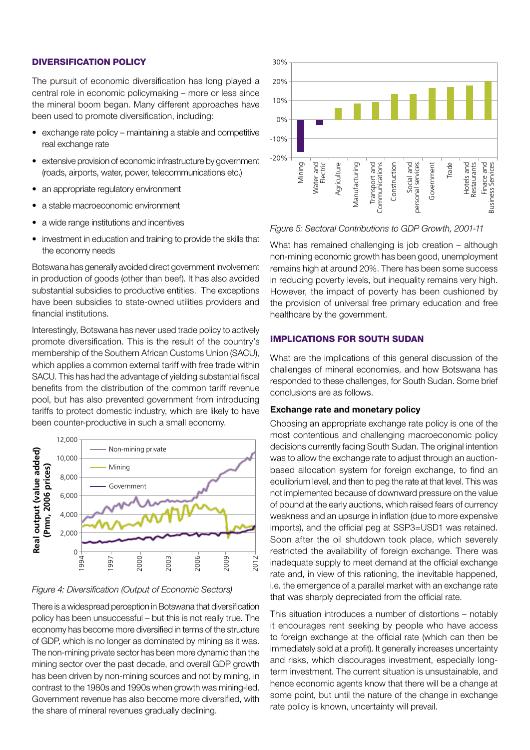### DIVERSIFICATION POLICY

The pursuit of economic diversification has long played a central role in economic policymaking – more or less since the mineral boom began. Many different approaches have been used to promote diversification, including:

- exchange rate policy – maintaining a stable and competitive real exchange rate
- extensive provision of economic infrastructure by government (roads, airports, water, power, telecommunications etc.)
- an appropriate regulatory environment
- a stable macroeconomic environment
- a wide range institutions and incentives
- investment in education and training to provide the skills that the economy needs

Botswana has generally avoided direct government involvement in production of goods (other than beef). It has also avoided substantial subsidies to productive entities. The exceptions have been subsidies to state-owned utilities providers and financial institutions.

Interestingly, Botswana has never used trade policy to actively promote diversification. This is the result of the country's membership of the Southern African Customs Union (SACU), which applies a common external tariff with free trade within SACU. This has had the advantage of yielding substantial fiscal benefits from the distribution of the common tariff revenue pool, but has also prevented government from introducing tariffs to protect domestic industry, which are likely to have been counter-productive in such a small economy.

*Figure 4: Diversification (Output of Economic Sectors)*

There is a widespread perception in Botswana that diversification policy has been unsuccessful – but this is not really true. The economy has become more diversified in terms of the structure of GDP, which is no longer as dominated by mining as it was. The non-mining private sector has been more dynamic than the mining sector over the past decade, and overall GDP growth has been driven by non-mining sources and not by mining, in contrast to the 1980s and 1990s when growth was mining-led. Government revenue has also become more diversified, with the share of mineral revenues gradually declining.

*Figure 5: Sectoral Contributions to GDP Growth, 2001-11*

What has remained challenging is job creation – although non-mining economic growth has been good, unemployment remains high at around 20%. There has been some success in reducing poverty levels, but inequality remains very high. However, the impact of poverty has been cushioned by the provision of universal free primary education and free healthcare by the government.

### IMPLICATIONS FOR SOUTH SUDAN

What are the implications of this general discussion of the challenges of mineral economies, and how Botswana has responded to these challenges, for South Sudan. Some brief conclusions are as follows.

#### Exchange rate and monetary policy

Choosing an appropriate exchange rate policy is one of the most contentious and challenging macroeconomic policy decisions currently facing South Sudan. The original intention was to allow the exchange rate to adjust through an auction-based allocation system for foreign exchange, to find an equilibrium level, and then to peg the rate at that level. This was not implemented because of downward pressure on the value of pound at the early auctions, which raised fears of currency weakness and an upsurge in inflation (due to more expensive imports), and the official peg at SSP3=USD1 was retained. Soon after the oil shutdown took place, which severely restricted the availability of foreign exchange. There was inadequate supply to meet demand at the official exchange rate and, in view of this rationing, the inevitable happened, i.e. the emergence of a parallel market with an exchange rate that was sharply depreciated from the official rate.

This situation introduces a number of distortions – notably it encourages rent seeking by people who have access to foreign exchange at the official rate (which can then be immediately sold at a profit). It generally increases uncertainty and risks, which discourages investment, especially long-term investment. The current situation is unsustainable, and hence economic agents know that there will be a change at some point, but until the nature of the change in exchange rate policy is known, uncertainty will prevail.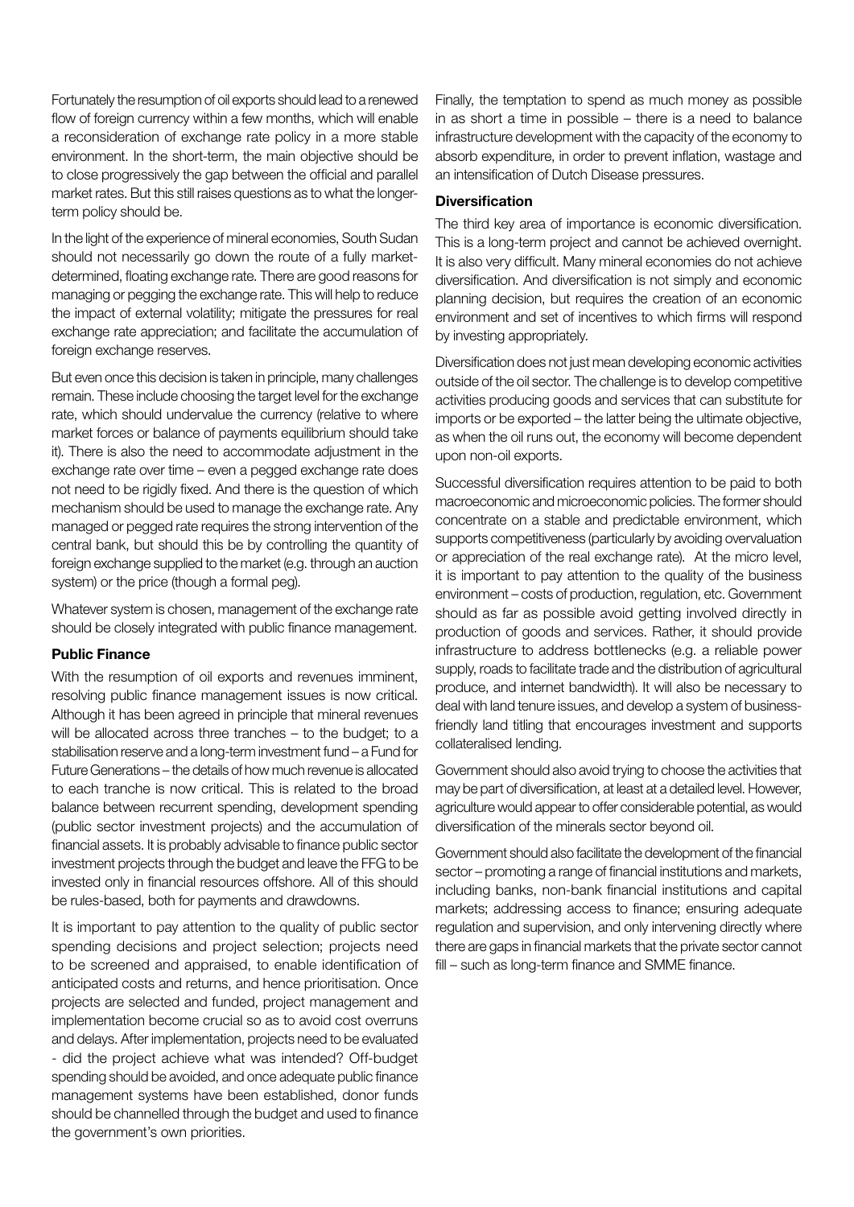Fortunately the resumption of oil exports should lead to a renewed flow of foreign currency within a few months, which will enable a reconsideration of exchange rate policy in a more stable environment. In the short-term, the main objective should be to close progressively the gap between the official and parallel market rates. But this still raises questions as to what the longer-term policy should be.

In the light of the experience of mineral economies, South Sudan should not necessarily go down the route of a fully market-determined, floating exchange rate. There are good reasons for managing or pegging the exchange rate. This will help to reduce the impact of external volatility; mitigate the pressures for real exchange rate appreciation; and facilitate the accumulation of foreign exchange reserves.

But even once this decision is taken in principle, many challenges remain. These include choosing the target level for the exchange rate, which should undervalue the currency (relative to where market forces or balance of payments equilibrium should take it). There is also the need to accommodate adjustment in the exchange rate over time – even a pegged exchange rate does not need to be rigidly fixed. And there is the question of which mechanism should be used to manage the exchange rate. Any managed or pegged rate requires the strong intervention of the central bank, but should this be by controlling the quantity of foreign exchange supplied to the market (e.g. through an auction system) or the price (though a formal peg).

Whatever system is chosen, management of the exchange rate should be closely integrated with public finance management.

**Public Finance**

With the resumption of oil exports and revenues imminent, resolving public finance management issues is now critical. Although it has been agreed in principle that mineral revenues will be allocated across three tranches – to the budget; to a stabilisation reserve and a long-term investment fund – a Fund for Future Generations – the details of how much revenue is allocated to each tranche is now critical. This is related to the broad balance between recurrent spending, development spending (public sector investment projects) and the accumulation of financial assets. It is probably advisable to finance public sector investment projects through the budget and leave the FFG to be invested only in financial resources offshore. All of this should be rules-based, both for payments and drawdowns.

It is important to pay attention to the quality of public sector spending decisions and project selection; projects need to be screened and appraised, to enable identification of anticipated costs and returns, and hence prioritisation. Once projects are selected and funded, project management and implementation become crucial so as to avoid cost overruns and delays. After implementation, projects need to be evaluated - did the project achieve what was intended? Off-budget spending should be avoided, and once adequate public finance management systems have been established, donor funds should be channelled through the budget and used to finance the government's own priorities.

Finally, the temptation to spend as much money as possible in as short a time in possible – there is a need to balance infrastructure development with the capacity of the economy to absorb expenditure, in order to prevent inflation, wastage and an intensification of Dutch Disease pressures.

**Diversification**

The third key area of importance is economic diversification. This is a long-term project and cannot be achieved overnight. It is also very difficult. Many mineral economies do not achieve diversification. And diversification is not simply and economic planning decision, but requires the creation of an economic environment and set of incentives to which firms will respond by investing appropriately.

Diversification does not just mean developing economic activities outside of the oil sector. The challenge is to develop competitive activities producing goods and services that can substitute for imports or be exported – the latter being the ultimate objective, as when the oil runs out, the economy will become dependent upon non-oil exports.

Successful diversification requires attention to be paid to both macroeconomic and microeconomic policies. The former should concentrate on a stable and predictable environment, which supports competitiveness (particularly by avoiding overvaluation or appreciation of the real exchange rate). At the micro level, it is important to pay attention to the quality of the business environment – costs of production, regulation, etc. Government should as far as possible avoid getting involved directly in production of goods and services. Rather, it should provide infrastructure to address bottlenecks (e.g. a reliable power supply, roads to facilitate trade and the distribution of agricultural produce, and internet bandwidth). It will also be necessary to deal with land tenure issues, and develop a system of business-friendly land titling that encourages investment and supports collateralised lending.

Government should also avoid trying to choose the activities that may be part of diversification, at least at a detailed level. However, agriculture would appear to offer considerable potential, as would diversification of the minerals sector beyond oil.

Government should also facilitate the development of the financial sector – promoting a range of financial institutions and markets, including banks, non-bank financial institutions and capital markets; addressing access to finance; ensuring adequate regulation and supervision, and only intervening directly where there are gaps in financial markets that the private sector cannot fill – such as long-term finance and SMME finance.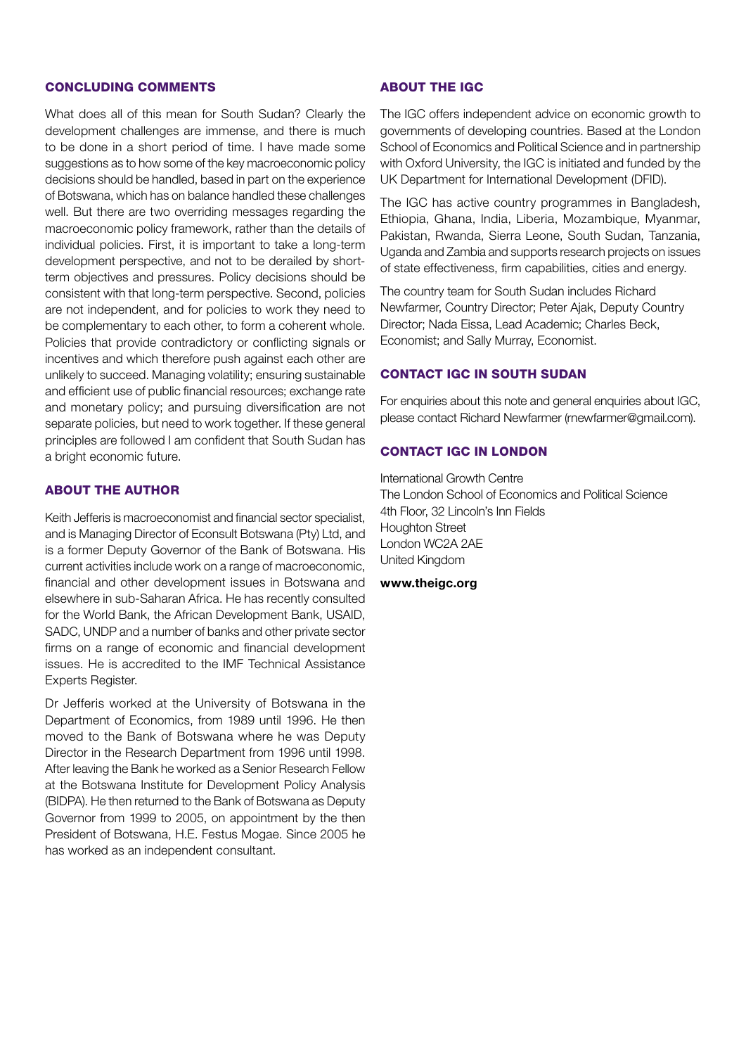## CONCLUDING COMMENTS

What does all of this mean for South Sudan? Clearly the development challenges are immense, and there is much to be done in a short period of time. I have made some suggestions as to how some of the key macroeconomic policy decisions should be handled, based in part on the experience of Botswana, which has on balance handled these challenges well. But there are two overriding messages regarding the macroeconomic policy framework, rather than the details of individual policies. First, it is important to take a long-term development perspective, and not to be derailed by short-term objectives and pressures. Policy decisions should be consistent with that long-term perspective. Second, policies are not independent, and for policies to work they need to be complementary to each other, to form a coherent whole. Policies that provide contradictory or conflicting signals or incentives and which therefore push against each other are unlikely to succeed. Managing volatility; ensuring sustainable and efficient use of public financial resources; exchange rate and monetary policy; and pursuing diversification are not separate policies, but need to work together. If these general principles are followed I am confident that South Sudan has a bright economic future.

## ABOUT THE AUTHOR

Keith Jefferis is macroeconomist and financial sector specialist, and is Managing Director of Econsult Botswana (Pty) Ltd, and is a former Deputy Governor of the Bank of Botswana. His current activities include work on a range of macroeconomic, financial and other development issues in Botswana and elsewhere in sub-Saharan Africa. He has recently consulted for the World Bank, the African Development Bank, USAID, SADC, UNDP and a number of banks and other private sector firms on a range of economic and financial development issues. He is accredited to the IMF Technical Assistance Experts Register.

Dr Jefferis worked at the University of Botswana in the Department of Economics, from 1989 until 1996. He then moved to the Bank of Botswana where he was Deputy Director in the Research Department from 1996 until 1998. After leaving the Bank he worked as a Senior Research Fellow at the Botswana Institute for Development Policy Analysis (BIDPA). He then returned to the Bank of Botswana as Deputy Governor from 1999 to 2005, on appointment by the then President of Botswana, H.E. Festus Mogae. Since 2005 he has worked as an independent consultant.

## ABOUT THE IGC

The IGC offers independent advice on economic growth to governments of developing countries. Based at the London School of Economics and Political Science and in partnership with Oxford University, the IGC is initiated and funded by the UK Department for International Development (DFID).

The IGC has active country programmes in Bangladesh, Ethiopia, Ghana, India, Liberia, Mozambique, Myanmar, Pakistan, Rwanda, Sierra Leone, South Sudan, Tanzania, Uganda and Zambia and supports research projects on issues of state effectiveness, firm capabilities, cities and energy.

The country team for South Sudan includes Richard Newfarmer, Country Director; Peter Ajak, Deputy Country Director; Nada Eissa, Lead Academic; Charles Beck, Economist; and Sally Murray, Economist.

## CONTACT IGC IN SOUTH SUDAN

For enquiries about this note and general enquiries about IGC, please contact Richard Newfarmer (rnewfarmer@gmail.com).

## CONTACT IGC IN LONDON

International Growth Centre
The London School of Economics and Political Science
4th Floor, 32 Lincoln's Inn Fields
Houghton Street
London WC2A 2AE
United Kingdom

**www.theigc.org**